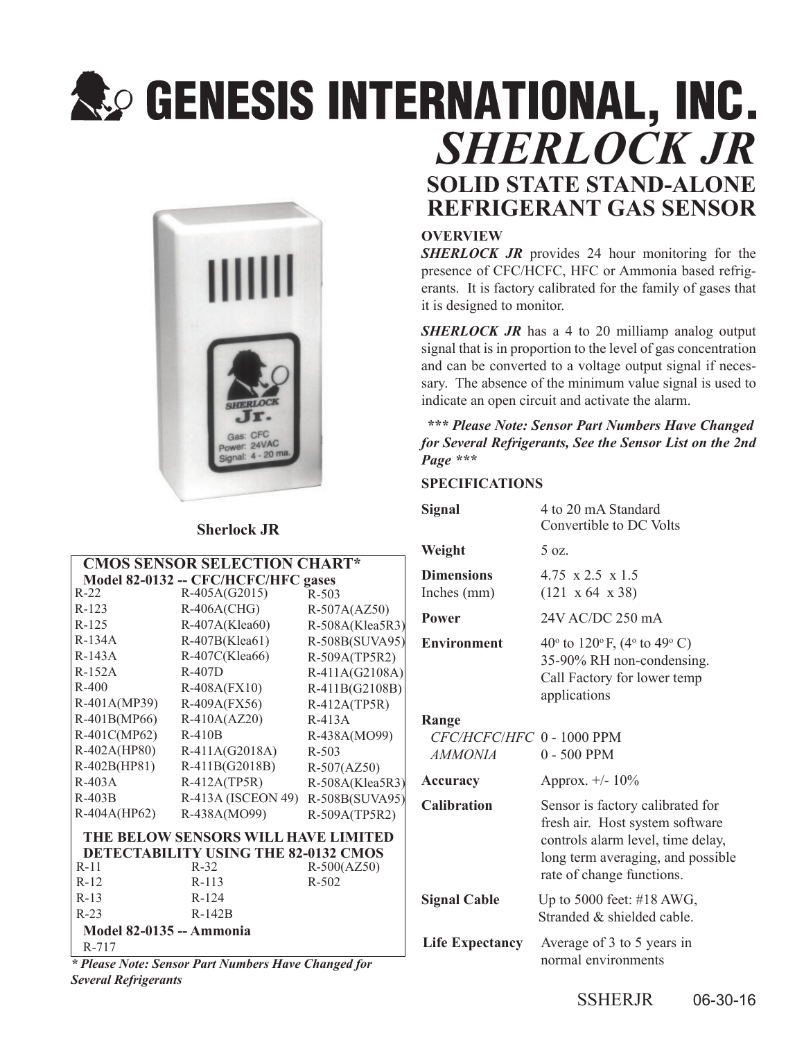# GENESIS INTERNATIONAL, INC.

# *SHERLOCK JR*

## SOLID STATE STAND-ALONE REFRIGERANT GAS SENSOR

Sherlock JR

| CMOS SENSOR SELECTION CHART* | | |
|---|---|---|
| **Model 82-0132 -- CFC/HCFC/HFC gases** | | |
| R-22 | R-405A(G2015) | R-503 |
| R-123 | R-406A(CHG) | R-507A(AZ50) |
| R-125 | R-407A(Klea60) | R-508A(Klea5R3) |
| R-134A | R-407B(Klea61) | R-508B(SUVA95) |
| R-143A | R-407C(Klea66) | R-509A(TP5R2) |
| R-152A | R-407D | R-411A(G2108A) |
| R-400 | R-408A(FX10) | R-411B(G2108B) |
| R-401A(MP39) | R-409A(FX56) | R-412A(TP5R) |
| R-401B(MP66) | R-410A(AZ20) | R-413A |
| R-401C(MP62) | R-410B | R-438A(MO99) |
| R-402A(HP80) | R-411A(G2018A) | R-503 |
| R-402B(HP81) | R-411B(G2018B) | R-507(AZ50) |
| R-403A | R-412A(TP5R) | R-508A(Klea5R3) |
| R-403B | R-413A (ISCEON 49) | R-508B(SUVA95) |
| R-404A(HP62) | R-438A(MO99) | R-509A(TP5R2) |
| **THE BELOW SENSORS WILL HAVE LIMITED DETECTABILITY USING THE 82-0132 CMOS** | | |
| R-11 | R-32 | R-500(AZ50) |
| R-12 | R-113 | R-502 |
| R-13 | R-124 | |
| R-23 | R-142B | |
| **Model 82-0135 -- Ammonia** | | |
| R-717 | | |

***\* Please Note: Sensor Part Numbers Have Changed for Several Refrigerants***

**OVERVIEW**

***SHERLOCK JR*** provides 24 hour monitoring for the presence of CFC/HCFC, HFC or Ammonia based refrigerants. It is factory calibrated for the family of gases that it is designed to monitor.

***SHERLOCK JR*** has a 4 to 20 milliamp analog output signal that is in proportion to the level of gas concentration and can be converted to a voltage output signal if necessary. The absence of the minimum value signal is used to indicate an open circuit and activate the alarm.

***\*\*\* Please Note: Sensor Part Numbers Have Changed for Several Refrigerants, See the Sensor List on the 2nd Page \*\*\****

**SPECIFICATIONS**

| | |
|---|---|
| **Signal** | 4 to 20 mA Standard Convertible to DC Volts |
| **Weight** | 5 oz. |
| **Dimensions** Inches (mm) | 4.75 x 2.5 x 1.5 (121 x 64 x 38) |
| **Power** | 24V AC/DC 250 mA |
| **Environment** | 40° to 120° F, (4° to 49° C) 35-90% RH non-condensing. Call Factory for lower temp applications |
| **Range** | |
| *CFC/HCFC/HFC* | 0 - 1000 PPM |
| *AMMONIA* | 0 - 500 PPM |
| **Accuracy** | Approx. +/- 10% |
| **Calibration** | Sensor is factory calibrated for fresh air. Host system software controls alarm level, time delay, long term averaging, and possible rate of change functions. |
| **Signal Cable** | Up to 5000 feet: #18 AWG, Stranded & shielded cable. |
| **Life Expectancy** | Average of 3 to 5 years in normal environments |

SSHERJR 06-30-16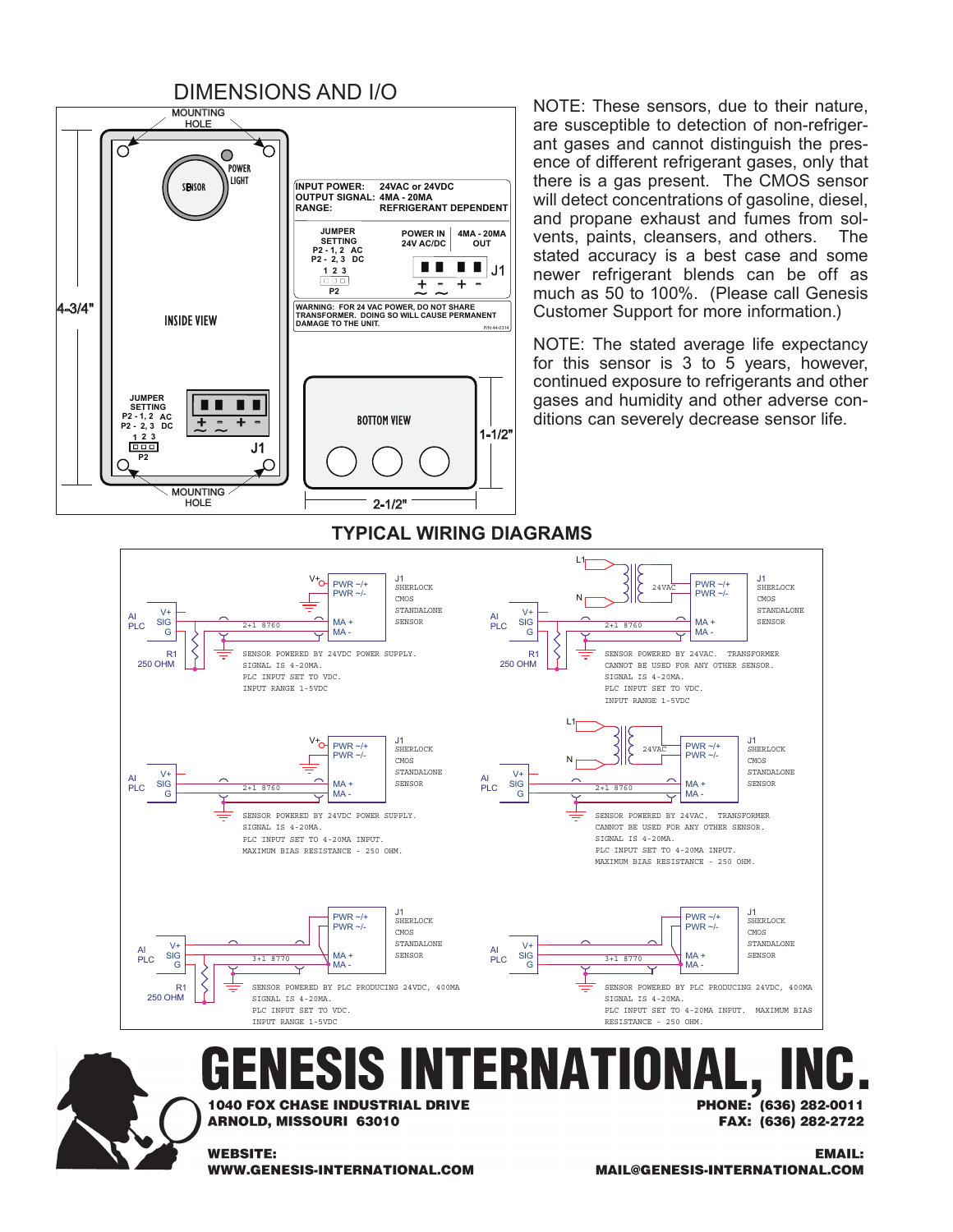## DIMENSIONS AND I/O

MOUNTING HOLE

POWER LIGHT

SENSOR

INSIDE VIEW

INPUT POWER: 24VAC or 24VDC
OUTPUT SIGNAL: 4MA - 20MA
RANGE: REFRIGERANT DEPENDENT

JUMPER SETTING
P2 - 1, 2 AC
P2 - 2, 3 DC
1 2 3
P2

POWER IN 24V AC/DC
4MA - 20MA OUT
J1

WARNING: FOR 24 VAC POWER, DO NOT SHARE TRANSFORMER. DOING SO WILL CAUSE PERMANENT DAMAGE TO THE UNIT.

P/N 44-0314

4-3/4"

JUMPER SETTING
P2 - 1, 2 AC
P2 - 2, 3 DC
1 2 3
P2
J1

BOTTOM VIEW

1-1/2"

2-1/2"

MOUNTING HOLE

NOTE: These sensors, due to their nature, are susceptible to detection of non-refrigerant gases and cannot distinguish the presence of different refrigerant gases, only that there is a gas present. The CMOS sensor will detect concentrations of gasoline, diesel, and propane exhaust and fumes from solvents, paints, cleansers, and others. The stated accuracy is a best case and some newer refrigerant blends can be off as much as 50 to 100%. (Please call Genesis Customer Support for more information.)

NOTE: The stated average life expectancy for this sensor is 3 to 5 years, however, continued exposure to refrigerants and other gases and humidity and other adverse conditions can severely decrease sensor life.

## TYPICAL WIRING DIAGRAMS

AI PLC — V+ SIG G — R1 250 OHM — 2+1 8760 — PWR ~/+ PWR ~/- MA + MA - — J1 SHERLOCK CMOS STANDALONE SENSOR

SENSOR POWERED BY 24VDC POWER SUPPLY.
SIGNAL IS 4-20MA.
PLC INPUT SET TO VDC.
INPUT RANGE 1-5VDC

AI PLC — V+ SIG G — R1 250 OHM — L1 N 24VAC — 2+1 8760 — PWR ~/+ PWR ~/- MA + MA - — J1 SHERLOCK CMOS STANDALONE SENSOR

SENSOR POWERED BY 24VAC. TRANSFORMER CANNOT BE USED FOR ANY OTHER SENSOR.
SIGNAL IS 4-20MA.
PLC INPUT SET TO VDC.
INPUT RANGE 1-5VDC

AI PLC — V+ SIG G — 2+1 8760 — PWR ~/+ PWR ~/- MA + MA - — J1 SHERLOCK CMOS STANDALONE SENSOR

SENSOR POWERED BY 24VDC POWER SUPPLY.
SIGNAL IS 4-20MA.
PLC INPUT SET TO 4-20MA INPUT.
MAXIMUM BIAS RESISTANCE - 250 OHM.

AI PLC — V+ SIG G — L1 N 24VAC — 2+1 8760 — PWR ~/+ PWR ~/- MA + MA - — J1 SHERLOCK CMOS STANDALONE SENSOR

SENSOR POWERED BY 24VAC. TRANSFORMER CANNOT BE USED FOR ANY OTHER SENSOR.
SIGNAL IS 4-20MA.
PLC INPUT SET TO 4-20MA INPUT.
MAXIMUM BIAS RESISTANCE - 250 OHM.

AI PLC — V+ SIG G — R1 250 OHM — 3+1 8770 — PWR ~/+ PWR ~/- MA + MA - — J1 SHERLOCK CMOS STANDALONE SENSOR

SENSOR POWERED BY PLC PRODUCING 24VDC, 400MA
SIGNAL IS 4-20MA.
PLC INPUT SET TO VDC.
INPUT RANGE 1-5VDC

AI PLC — V+ SIG G — 3+1 8770 — PWR ~/+ PWR ~/- MA + MA - — J1 SHERLOCK CMOS STANDALONE SENSOR

SENSOR POWERED BY PLC PRODUCING 24VDC, 400MA
SIGNAL IS 4-20MA.
PLC INPUT SET TO 4-20MA INPUT. MAXIMUM BIAS RESISTANCE - 250 OHM.

# GENESIS INTERNATIONAL, INC.

**1040 FOX CHASE INDUSTRIAL DRIVE**
**ARNOLD, MISSOURI 63010**

**PHONE: (636) 282-0011**
**FAX: (636) 282-2722**

**WEBSITE:**
**WWW.GENESIS-INTERNATIONAL.COM**

**EMAIL:**
**MAIL@GENESIS-INTERNATIONAL.COM**